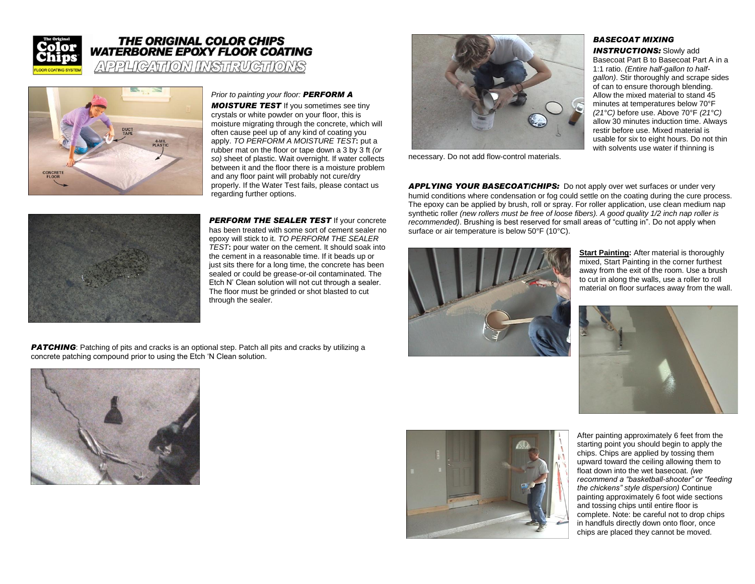# THE ORIGINAL COLOR CHIPS WATERBORNE EPOXY FLOOR COATING

## APPLICATION INSTRUCTIONS

*Prior to painting your floor:* ***PERFORM A MOISTURE TEST*** If you sometimes see tiny crystals or white powder on your floor, this is moisture migrating through the concrete, which will often cause peel up of any kind of coating you apply. *TO PERFORM A MOISTURE TEST***:** put a rubber mat on the floor or tape down a 3 by 3 ft *(or so)* sheet of plastic. Wait overnight. If water collects between it and the floor there is a moisture problem and any floor paint will probably not cure/dry properly. If the Water Test fails, please contact us regarding further options.

***PERFORM THE SEALER TEST*** If your concrete has been treated with some sort of cement sealer no epoxy will stick to it. *TO PERFORM THE SEALER TEST***:** pour water on the cement. It should soak into the cement in a reasonable time. If it beads up or just sits there for a long time, the concrete has been sealed or could be grease-or-oil contaminated. The Etch N' Clean solution will not cut through a sealer. The floor must be grinded or shot blasted to cut through the sealer.

***PATCHING***: Patching of pits and cracks is an optional step. Patch all pits and cracks by utilizing a concrete patching compound prior to using the Etch 'N Clean solution.

***BASECOAT MIXING INSTRUCTIONS:*** Slowly add Basecoat Part B to Basecoat Part A in a 1:1 ratio. *(Entire half-gallon to half-gallon)*. Stir thoroughly and scrape sides of can to ensure thorough blending. Allow the mixed material to stand 45 minutes at temperatures below 70°F *(21°C)* before use. Above 70°F *(21°C)* allow 30 minutes induction time. Always restir before use. Mixed material is usable for six to eight hours. Do not thin with solvents use water if thinning is necessary. Do not add flow-control materials.

***APPLYING YOUR BASECOAT/CHIPS:*** Do not apply over wet surfaces or under very humid conditions where condensation or fog could settle on the coating during the cure process. The epoxy can be applied by brush, roll or spray. For roller application, use clean medium nap synthetic roller *(new rollers must be free of loose fibers). A good quality 1/2 inch nap roller is recommended)*. Brushing is best reserved for small areas of "cutting in". Do not apply when surface or air temperature is below 50°F (10°C).

**Start Painting:** After material is thoroughly mixed, Start Painting in the corner furthest away from the exit of the room. Use a brush to cut in along the walls, use a roller to roll material on floor surfaces away from the wall.

After painting approximately 6 feet from the starting point you should begin to apply the chips. Chips are applied by tossing them upward toward the ceiling allowing them to float down into the wet basecoat. *(we recommend a "basketball-shooter" or "feeding the chickens" style dispersion)* Continue painting approximately 6 foot wide sections and tossing chips until entire floor is complete. Note: be careful not to drop chips in handfuls directly down onto floor, once chips are placed they cannot be moved.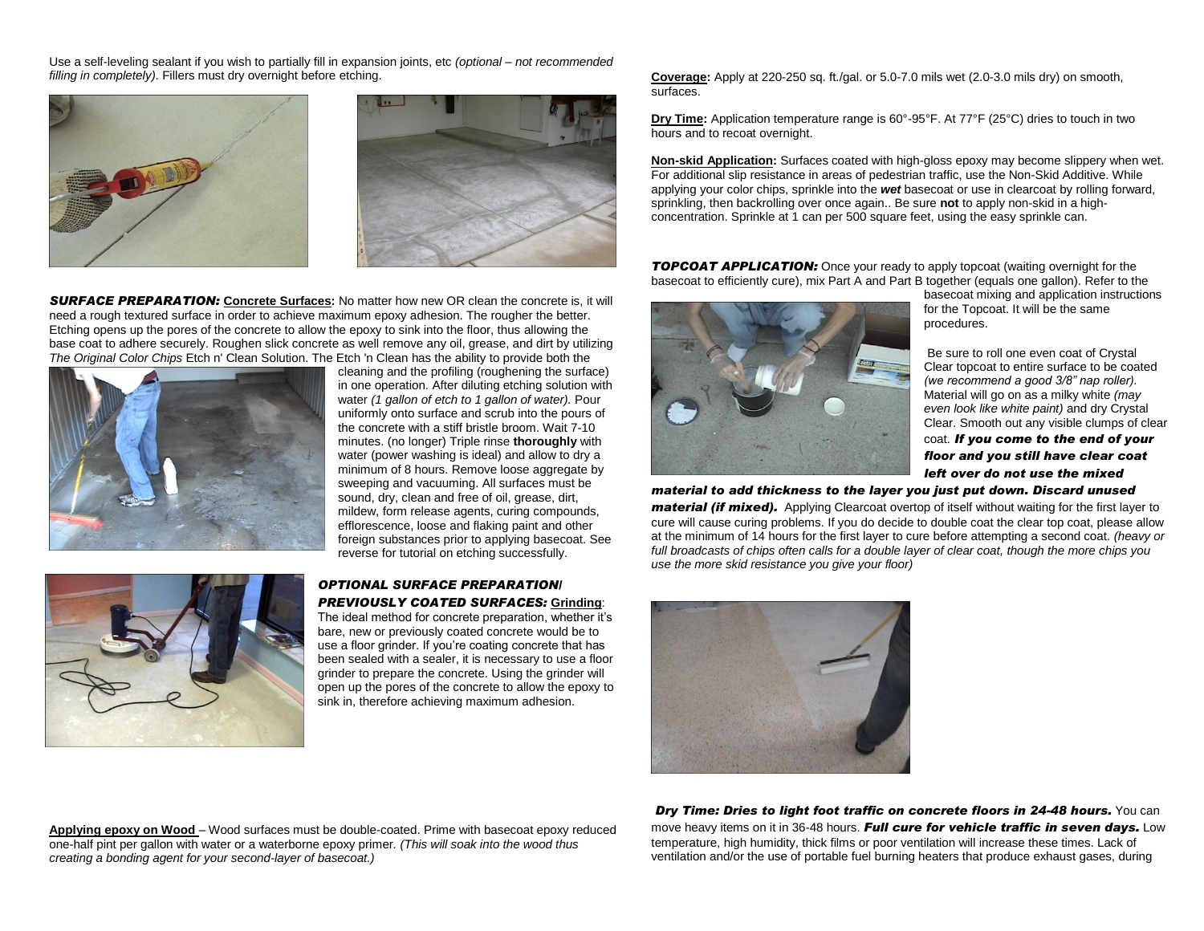Use a self-leveling sealant if you wish to partially fill in expansion joints, etc *(optional – not recommended filling in completely)*. Fillers must dry overnight before etching.

***SURFACE PREPARATION:*** **Concrete Surfaces:** No matter how new OR clean the concrete is, it will need a rough textured surface in order to achieve maximum epoxy adhesion. The rougher the better. Etching opens up the pores of the concrete to allow the epoxy to sink into the floor, thus allowing the base coat to adhere securely. Roughen slick concrete as well remove any oil, grease, and dirt by utilizing *The Original Color Chips* Etch n' Clean Solution. The Etch 'n Clean has the ability to provide both the cleaning and the profiling (roughening the surface) in one operation. After diluting etching solution with water *(1 gallon of etch to 1 gallon of water).* Pour uniformly onto surface and scrub into the pours of the concrete with a stiff bristle broom. Wait 7-10 minutes. (no longer) Triple rinse **thoroughly** with water (power washing is ideal) and allow to dry a minimum of 8 hours. Remove loose aggregate by sweeping and vacuuming. All surfaces must be sound, dry, clean and free of oil, grease, dirt, mildew, form release agents, curing compounds, efflorescence, loose and flaking paint and other foreign substances prior to applying basecoat. See reverse for tutorial on etching successfully.

***OPTIONAL SURFACE PREPARATION/ PREVIOUSLY COATED SURFACES:*** **Grinding**: The ideal method for concrete preparation, whether it's bare, new or previously coated concrete would be to use a floor grinder. If you're coating concrete that has been sealed with a sealer, it is necessary to use a floor grinder to prepare the concrete. Using the grinder will open up the pores of the concrete to allow the epoxy to sink in, therefore achieving maximum adhesion.

**Applying epoxy on Wood** – Wood surfaces must be double-coated. Prime with basecoat epoxy reduced one-half pint per gallon with water or a waterborne epoxy primer. *(This will soak into the wood thus creating a bonding agent for your second-layer of basecoat.)*

**Coverage:** Apply at 220-250 sq. ft./gal. or 5.0-7.0 mils wet (2.0-3.0 mils dry) on smooth, surfaces.

**Dry Time:** Application temperature range is 60°-95°F. At 77°F (25°C) dries to touch in two hours and to recoat overnight.

**Non-skid Application:** Surfaces coated with high-gloss epoxy may become slippery when wet. For additional slip resistance in areas of pedestrian traffic, use the Non-Skid Additive. While applying your color chips, sprinkle into the ***wet*** basecoat or use in clearcoat by rolling forward, sprinkling, then backrolling over once again.. Be sure **not** to apply non-skid in a high-concentration. Sprinkle at 1 can per 500 square feet, using the easy sprinkle can.

***TOPCOAT APPLICATION:*** Once your ready to apply topcoat (waiting overnight for the basecoat to efficiently cure), mix Part A and Part B together (equals one gallon). Refer to the basecoat mixing and application instructions for the Topcoat. It will be the same procedures.

Be sure to roll one even coat of Crystal Clear topcoat to entire surface to be coated *(we recommend a good 3/8" nap roller).* Material will go on as a milky white *(may even look like white paint)* and dry Crystal Clear. Smooth out any visible clumps of clear coat. ***If you come to the end of your floor and you still have clear coat left over do not use the mixed material to add thickness to the layer you just put down. Discard unused material (if mixed).*** Applying Clearcoat overtop of itself without waiting for the first layer to cure will cause curing problems. If you do decide to double coat the clear top coat, please allow at the minimum of 14 hours for the first layer to cure before attempting a second coat. *(heavy or full broadcasts of chips often calls for a double layer of clear coat, though the more chips you use the more skid resistance you give your floor)*

***Dry Time: Dries to light foot traffic on concrete floors in 24-48 hours.*** You can move heavy items on it in 36-48 hours. ***Full cure for vehicle traffic in seven days.*** Low temperature, high humidity, thick films or poor ventilation will increase these times. Lack of ventilation and/or the use of portable fuel burning heaters that produce exhaust gases, during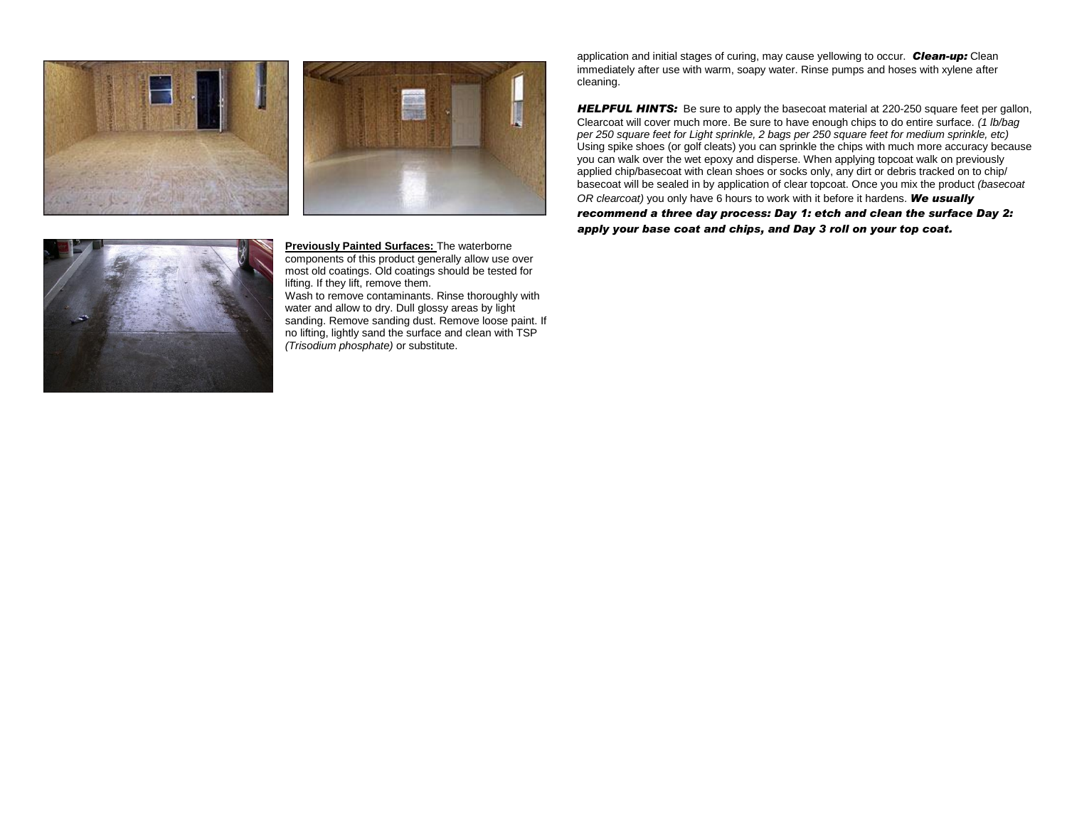**Previously Painted Surfaces:** The waterborne components of this product generally allow use over most old coatings. Old coatings should be tested for lifting. If they lift, remove them.
Wash to remove contaminants. Rinse thoroughly with water and allow to dry. Dull glossy areas by light sanding. Remove sanding dust. Remove loose paint. If no lifting, lightly sand the surface and clean with TSP *(Trisodium phosphate)* or substitute.

application and initial stages of curing, may cause yellowing to occur. ***Clean-up:*** Clean immediately after use with warm, soapy water. Rinse pumps and hoses with xylene after cleaning.

***HELPFUL HINTS:*** Be sure to apply the basecoat material at 220-250 square feet per gallon, Clearcoat will cover much more. Be sure to have enough chips to do entire surface. *(1 lb/bag per 250 square feet for Light sprinkle, 2 bags per 250 square feet for medium sprinkle, etc)* Using spike shoes (or golf cleats) you can sprinkle the chips with much more accuracy because you can walk over the wet epoxy and disperse. When applying topcoat walk on previously applied chip/basecoat with clean shoes or socks only, any dirt or debris tracked on to chip/ basecoat will be sealed in by application of clear topcoat. Once you mix the product *(basecoat OR clearcoat)* you only have 6 hours to work with it before it hardens. ***We usually recommend a three day process: Day 1: etch and clean the surface Day 2: apply your base coat and chips, and Day 3 roll on your top coat.***